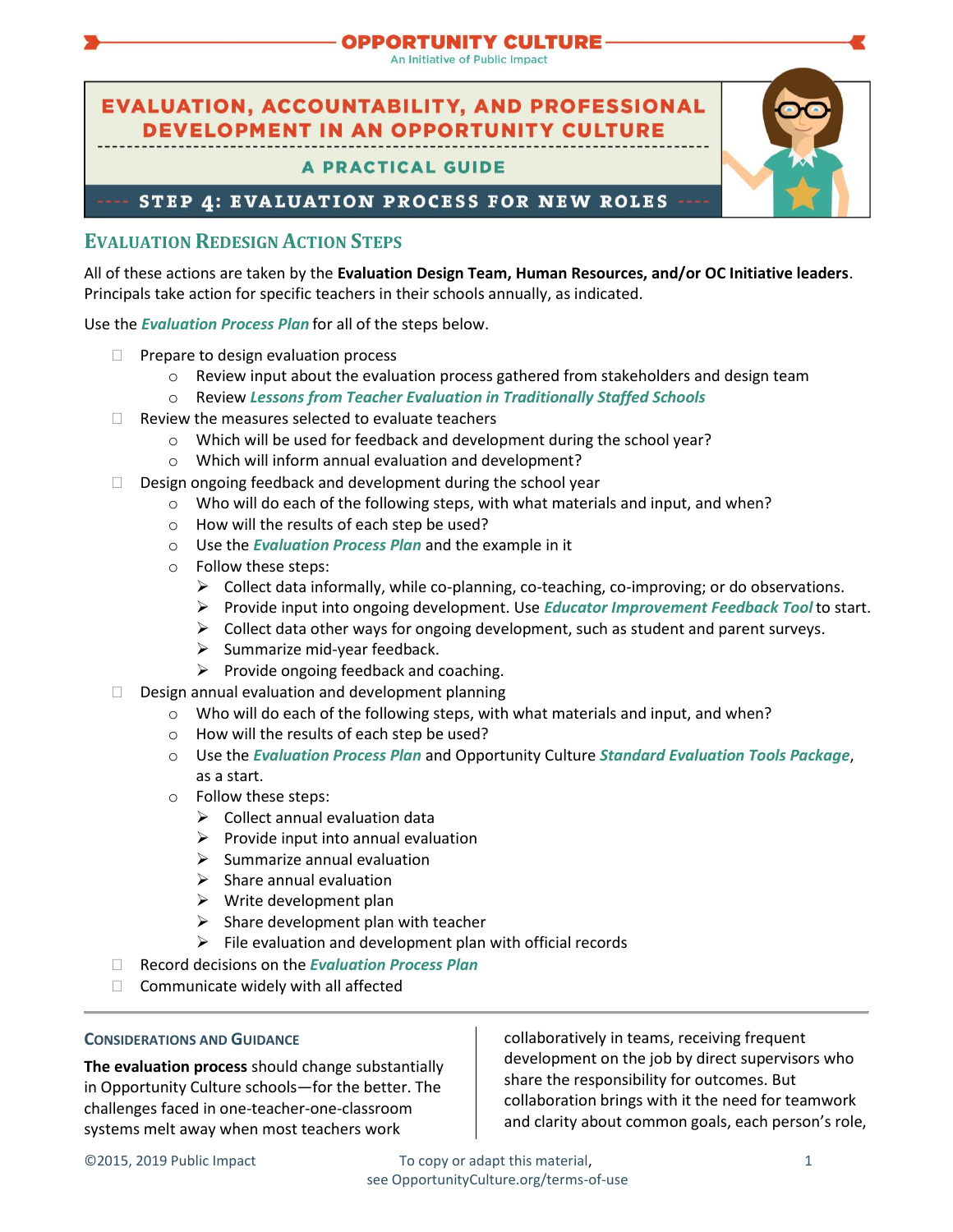# OPPORTUNITY CULTURE

An Initiative of Public Impact

# EVALUATION, ACCOUNTABILITY, AND PROFESSIONAL DEVELOPMENT IN AN OPPORTUNITY CULTURE

## A PRACTICAL GUIDE

## STEP 4: EVALUATION PROCESS FOR NEW ROLES

## EVALUATION REDESIGN ACTION STEPS

All of these actions are taken by the **Evaluation Design Team, Human Resources, and/or OC Initiative leaders**. Principals take action for specific teachers in their schools annually, as indicated.

Use the ***Evaluation Process Plan*** for all of the steps below.

- Prepare to design evaluation process
  - Review input about the evaluation process gathered from stakeholders and design team
  - Review ***Lessons from Teacher Evaluation in Traditionally Staffed Schools***
- Review the measures selected to evaluate teachers
  - Which will be used for feedback and development during the school year?
  - Which will inform annual evaluation and development?
- Design ongoing feedback and development during the school year
  - Who will do each of the following steps, with what materials and input, and when?
  - How will the results of each step be used?
  - Use the ***Evaluation Process Plan*** and the example in it
  - Follow these steps:
    - Collect data informally, while co-planning, co-teaching, co-improving; or do observations.
    - Provide input into ongoing development. Use ***Educator Improvement Feedback Tool*** to start.
    - Collect data other ways for ongoing development, such as student and parent surveys.
    - Summarize mid-year feedback.
    - Provide ongoing feedback and coaching.
- Design annual evaluation and development planning
  - Who will do each of the following steps, with what materials and input, and when?
  - How will the results of each step be used?
  - Use the ***Evaluation Process Plan*** and Opportunity Culture ***Standard Evaluation Tools Package***, as a start.
  - Follow these steps:
    - Collect annual evaluation data
    - Provide input into annual evaluation
    - Summarize annual evaluation
    - Share annual evaluation
    - Write development plan
    - Share development plan with teacher
    - File evaluation and development plan with official records
- Record decisions on the ***Evaluation Process Plan***
- Communicate widely with all affected

### CONSIDERATIONS AND GUIDANCE

**The evaluation process** should change substantially in Opportunity Culture schools—for the better. The challenges faced in one-teacher-one-classroom systems melt away when most teachers work collaboratively in teams, receiving frequent development on the job by direct supervisors who share the responsibility for outcomes. But collaboration brings with it the need for teamwork and clarity about common goals, each person's role,

©2015, 2019 Public Impact — To copy or adapt this material, see OpportunityCulture.org/terms-of-use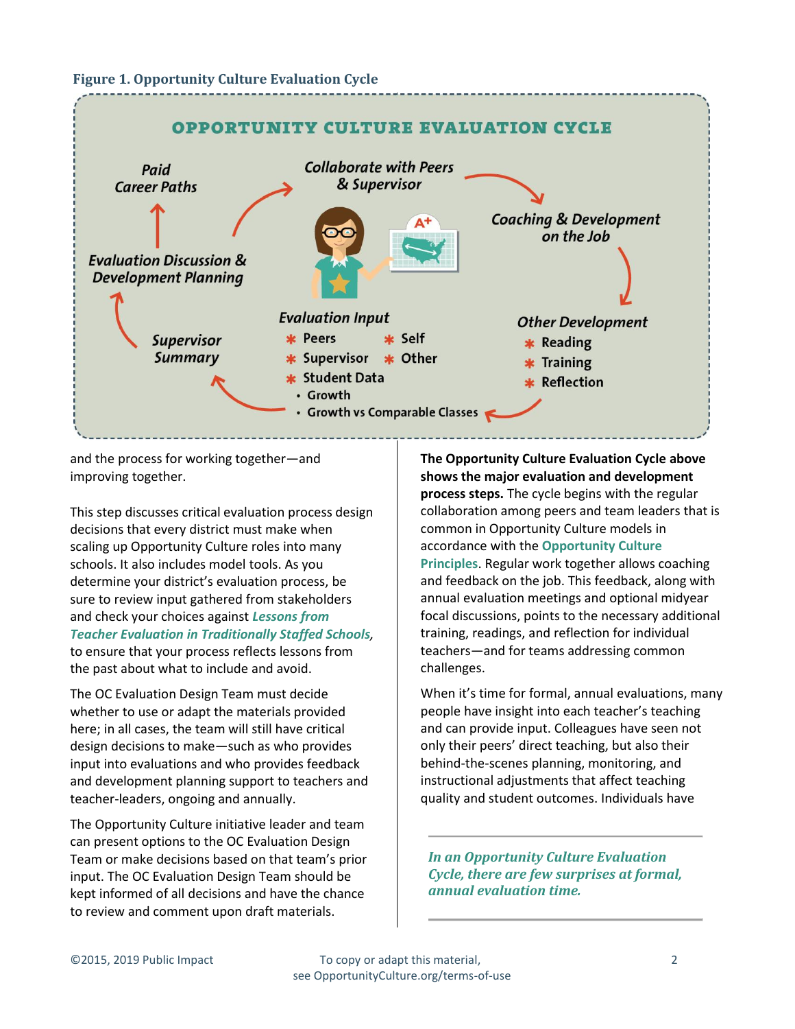**Figure 1. Opportunity Culture Evaluation Cycle**

OPPORTUNITY CULTURE EVALUATION CYCLE

Collaborate with Peers & Supervisor

Coaching & Development on the Job

Other Development
- Reading
- Training
- Reflection

Evaluation Input
- Peers
- Self
- Supervisor
- Other
- Student Data
  - Growth
  - Growth vs Comparable Classes

Supervisor Summary

Evaluation Discussion & Development Planning

Paid Career Paths

and the process for working together—and improving together.

This step discusses critical evaluation process design decisions that every district must make when scaling up Opportunity Culture roles into many schools. It also includes model tools. As you determine your district's evaluation process, be sure to review input gathered from stakeholders and check your choices against ***Lessons from Teacher Evaluation in Traditionally Staffed Schools***, to ensure that your process reflects lessons from the past about what to include and avoid.

The OC Evaluation Design Team must decide whether to use or adapt the materials provided here; in all cases, the team will still have critical design decisions to make—such as who provides input into evaluations and who provides feedback and development planning support to teachers and teacher-leaders, ongoing and annually.

The Opportunity Culture initiative leader and team can present options to the OC Evaluation Design Team or make decisions based on that team's prior input. The OC Evaluation Design Team should be kept informed of all decisions and have the chance to review and comment upon draft materials.

**The Opportunity Culture Evaluation Cycle above shows the major evaluation and development process steps.** The cycle begins with the regular collaboration among peers and team leaders that is common in Opportunity Culture models in accordance with the **Opportunity Culture Principles**. Regular work together allows coaching and feedback on the job. This feedback, along with annual evaluation meetings and optional midyear focal discussions, points to the necessary additional training, readings, and reflection for individual teachers—and for teams addressing common challenges.

When it's time for formal, annual evaluations, many people have insight into each teacher's teaching and can provide input. Colleagues have seen not only their peers' direct teaching, but also their behind-the-scenes planning, monitoring, and instructional adjustments that affect teaching quality and student outcomes. Individuals have

*In an Opportunity Culture Evaluation Cycle, there are few surprises at formal, annual evaluation time.*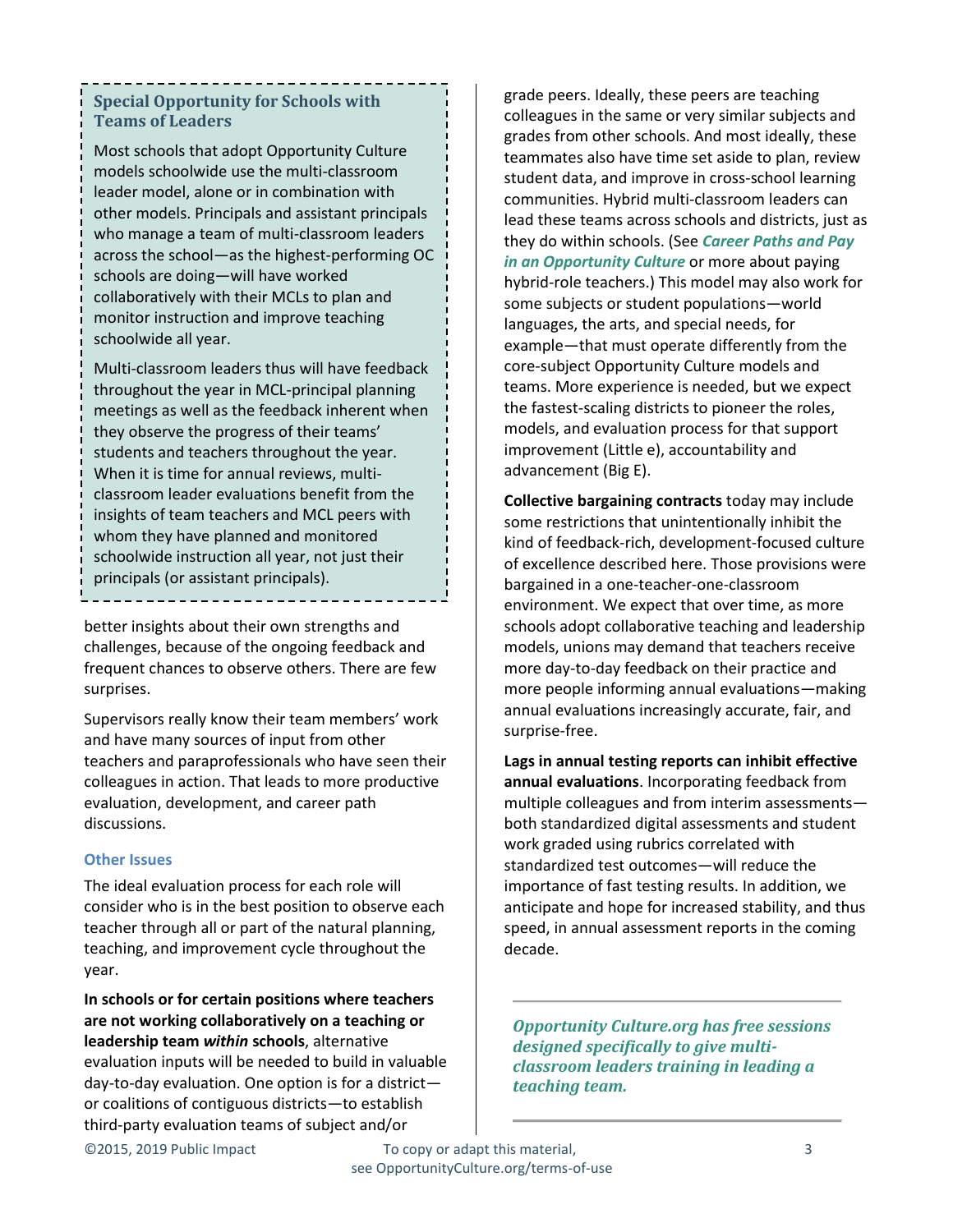### Special Opportunity for Schools with Teams of Leaders

Most schools that adopt Opportunity Culture models schoolwide use the multi-classroom leader model, alone or in combination with other models. Principals and assistant principals who manage a team of multi-classroom leaders across the school—as the highest-performing OC schools are doing—will have worked collaboratively with their MCLs to plan and monitor instruction and improve teaching schoolwide all year.

Multi-classroom leaders thus will have feedback throughout the year in MCL-principal planning meetings as well as the feedback inherent when they observe the progress of their teams' students and teachers throughout the year. When it is time for annual reviews, multi-classroom leader evaluations benefit from the insights of team teachers and MCL peers with whom they have planned and monitored schoolwide instruction all year, not just their principals (or assistant principals).

better insights about their own strengths and challenges, because of the ongoing feedback and frequent chances to observe others. There are few surprises.

Supervisors really know their team members' work and have many sources of input from other teachers and paraprofessionals who have seen their colleagues in action. That leads to more productive evaluation, development, and career path discussions.

### Other Issues

The ideal evaluation process for each role will consider who is in the best position to observe each teacher through all or part of the natural planning, teaching, and improvement cycle throughout the year.

**In schools or for certain positions where teachers are not working collaboratively on a teaching or leadership team *within* schools**, alternative evaluation inputs will be needed to build in valuable day-to-day evaluation. One option is for a district—or coalitions of contiguous districts—to establish third-party evaluation teams of subject and/or grade peers. Ideally, these peers are teaching colleagues in the same or very similar subjects and grades from other schools. And most ideally, these teammates also have time set aside to plan, review student data, and improve in cross-school learning communities. Hybrid multi-classroom leaders can lead these teams across schools and districts, just as they do within schools. (See ***Career Paths and Pay in an Opportunity Culture*** or more about paying hybrid-role teachers.) This model may also work for some subjects or student populations—world languages, the arts, and special needs, for example—that must operate differently from the core-subject Opportunity Culture models and teams. More experience is needed, but we expect the fastest-scaling districts to pioneer the roles, models, and evaluation process for that support improvement (Little e), accountability and advancement (Big E).

**Collective bargaining contracts** today may include some restrictions that unintentionally inhibit the kind of feedback-rich, development-focused culture of excellence described here. Those provisions were bargained in a one-teacher-one-classroom environment. We expect that over time, as more schools adopt collaborative teaching and leadership models, unions may demand that teachers receive more day-to-day feedback on their practice and more people informing annual evaluations—making annual evaluations increasingly accurate, fair, and surprise-free.

**Lags in annual testing reports can inhibit effective annual evaluations**. Incorporating feedback from multiple colleagues and from interim assessments—both standardized digital assessments and student work graded using rubrics correlated with standardized test outcomes—will reduce the importance of fast testing results. In addition, we anticipate and hope for increased stability, and thus speed, in annual assessment reports in the coming decade.

***Opportunity Culture.org has free sessions designed specifically to give multi-classroom leaders training in leading a teaching team.***

©2015, 2019 Public Impact — To copy or adapt this material, see OpportunityCulture.org/terms-of-use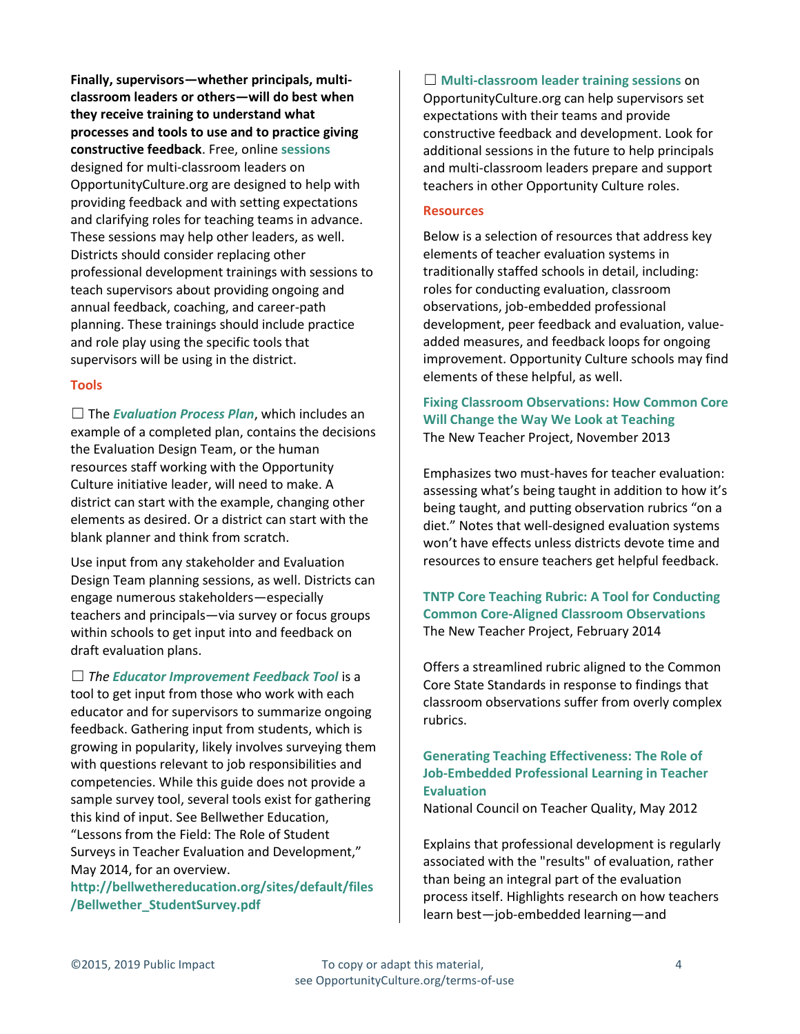**Finally, supervisors—whether principals, multi-classroom leaders or others—will do best when they receive training to understand what processes and tools to use and to practice giving constructive feedback**. Free, online **sessions** designed for multi-classroom leaders on OpportunityCulture.org are designed to help with providing feedback and with setting expectations and clarifying roles for teaching teams in advance. These sessions may help other leaders, as well. Districts should consider replacing other professional development trainings with sessions to teach supervisors about providing ongoing and annual feedback, coaching, and career-path planning. These trainings should include practice and role play using the specific tools that supervisors will be using in the district.

### Tools

☐ The ***Evaluation Process Plan***, which includes an example of a completed plan, contains the decisions the Evaluation Design Team, or the human resources staff working with the Opportunity Culture initiative leader, will need to make. A district can start with the example, changing other elements as desired. Or a district can start with the blank planner and think from scratch.

Use input from any stakeholder and Evaluation Design Team planning sessions, as well. Districts can engage numerous stakeholders—especially teachers and principals—via survey or focus groups within schools to get input into and feedback on draft evaluation plans.

☐ *The* ***Educator Improvement Feedback Tool*** is a tool to get input from those who work with each educator and for supervisors to summarize ongoing feedback. Gathering input from students, which is growing in popularity, likely involves surveying them with questions relevant to job responsibilities and competencies. While this guide does not provide a sample survey tool, several tools exist for gathering this kind of input. See Bellwether Education, "Lessons from the Field: The Role of Student Surveys in Teacher Evaluation and Development," May 2014, for an overview. **http://bellwethereducation.org/sites/default/files/Bellwether_StudentSurvey.pdf**

☐ **Multi-classroom leader training sessions** on OpportunityCulture.org can help supervisors set expectations with their teams and provide constructive feedback and development. Look for additional sessions in the future to help principals and multi-classroom leaders prepare and support teachers in other Opportunity Culture roles.

### Resources

Below is a selection of resources that address key elements of teacher evaluation systems in traditionally staffed schools in detail, including: roles for conducting evaluation, classroom observations, job-embedded professional development, peer feedback and evaluation, value-added measures, and feedback loops for ongoing improvement. Opportunity Culture schools may find elements of these helpful, as well.

**Fixing Classroom Observations: How Common Core Will Change the Way We Look at Teaching**
The New Teacher Project, November 2013

Emphasizes two must-haves for teacher evaluation: assessing what's being taught in addition to how it's being taught, and putting observation rubrics "on a diet." Notes that well-designed evaluation systems won't have effects unless districts devote time and resources to ensure teachers get helpful feedback.

**TNTP Core Teaching Rubric: A Tool for Conducting Common Core-Aligned Classroom Observations**
The New Teacher Project, February 2014

Offers a streamlined rubric aligned to the Common Core State Standards in response to findings that classroom observations suffer from overly complex rubrics.

**Generating Teaching Effectiveness: The Role of Job-Embedded Professional Learning in Teacher Evaluation**
National Council on Teacher Quality, May 2012

Explains that professional development is regularly associated with the "results" of evaluation, rather than being an integral part of the evaluation process itself. Highlights research on how teachers learn best—job-embedded learning—and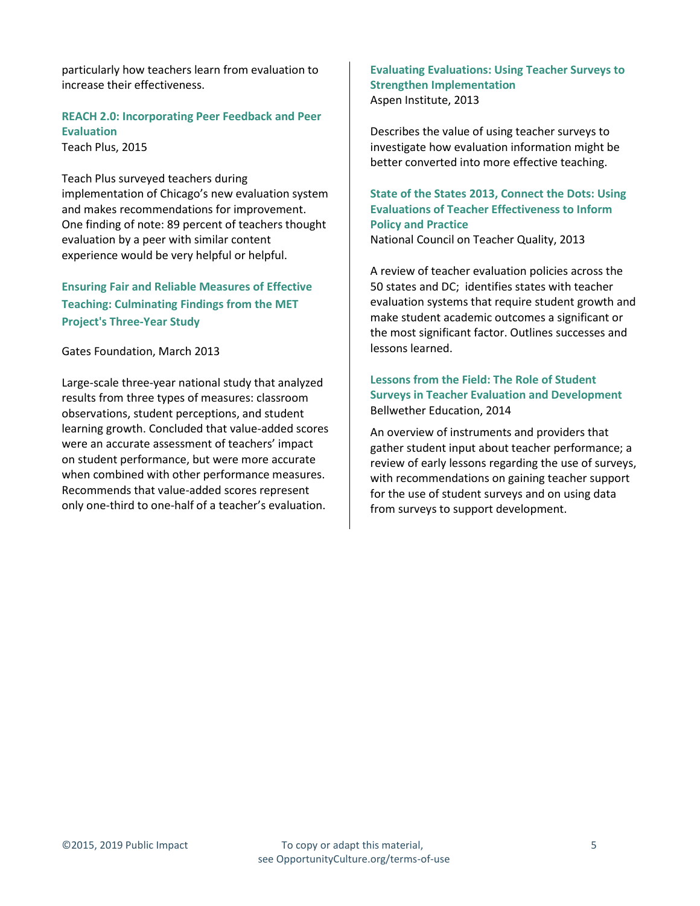particularly how teachers learn from evaluation to increase their effectiveness.

**REACH 2.0: Incorporating Peer Feedback and Peer Evaluation**
Teach Plus, 2015

Teach Plus surveyed teachers during implementation of Chicago's new evaluation system and makes recommendations for improvement. One finding of note: 89 percent of teachers thought evaluation by a peer with similar content experience would be very helpful or helpful.

**Ensuring Fair and Reliable Measures of Effective Teaching: Culminating Findings from the MET Project's Three-Year Study**

Gates Foundation, March 2013

Large-scale three-year national study that analyzed results from three types of measures: classroom observations, student perceptions, and student learning growth. Concluded that value-added scores were an accurate assessment of teachers' impact on student performance, but were more accurate when combined with other performance measures. Recommends that value-added scores represent only one-third to one-half of a teacher's evaluation.

**Evaluating Evaluations: Using Teacher Surveys to Strengthen Implementation**
Aspen Institute, 2013

Describes the value of using teacher surveys to investigate how evaluation information might be better converted into more effective teaching.

**State of the States 2013, Connect the Dots: Using Evaluations of Teacher Effectiveness to Inform Policy and Practice**
National Council on Teacher Quality, 2013

A review of teacher evaluation policies across the 50 states and DC; identifies states with teacher evaluation systems that require student growth and make student academic outcomes a significant or the most significant factor. Outlines successes and lessons learned.

**Lessons from the Field: The Role of Student Surveys in Teacher Evaluation and Development**
Bellwether Education, 2014

An overview of instruments and providers that gather student input about teacher performance; a review of early lessons regarding the use of surveys, with recommendations on gaining teacher support for the use of student surveys and on using data from surveys to support development.